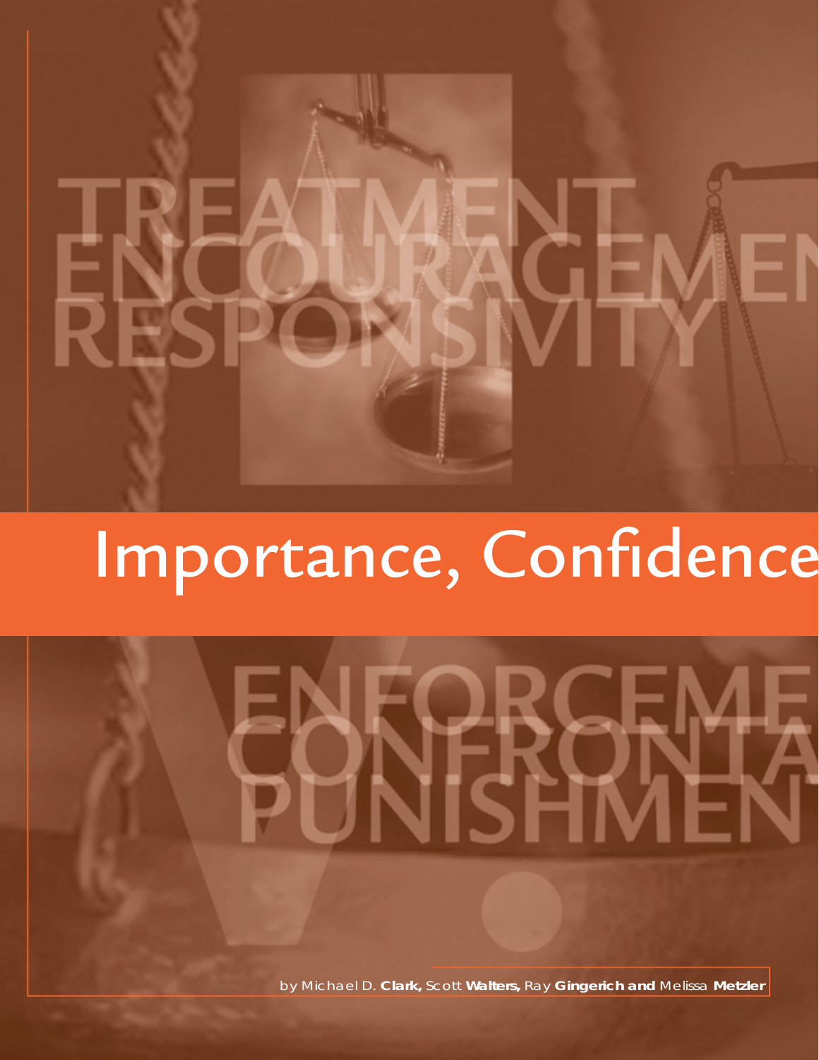TREATMENT
ENCOURAGEMENT
RESPONSIVITY

# Importance, Confidence

V.

ENFORCEMENT
CONFRONTATION
PUNISHMENT

by Michael D. **Clark,** Scott **Walters,** Ray **Gingerich and** Melissa **Metzler**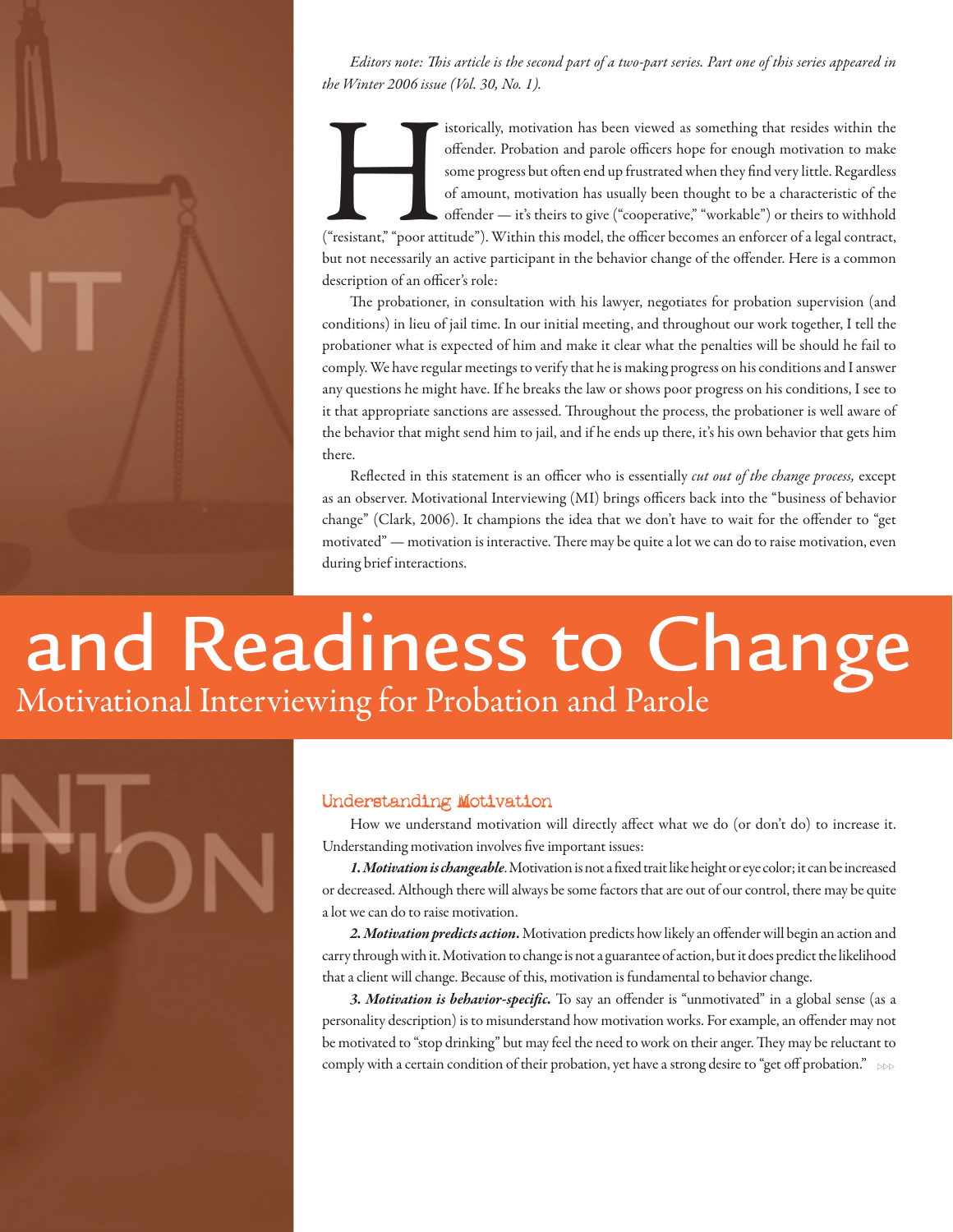*Editors note: This article is the second part of a two-part series. Part one of this series appeared in the Winter 2006 issue (Vol. 30, No. 1).*

Historically, motivation has been viewed as something that resides within the offender. Probation and parole officers hope for enough motivation to make some progress but often end up frustrated when they find very little. Regardless of amount, motivation has usually been thought to be a characteristic of the offender — it's theirs to give ("cooperative," "workable") or theirs to withhold ("resistant," "poor attitude"). Within this model, the officer becomes an enforcer of a legal contract, but not necessarily an active participant in the behavior change of the offender. Here is a common description of an officer's role:

The probationer, in consultation with his lawyer, negotiates for probation supervision (and conditions) in lieu of jail time. In our initial meeting, and throughout our work together, I tell the probationer what is expected of him and make it clear what the penalties will be should he fail to comply. We have regular meetings to verify that he is making progress on his conditions and I answer any questions he might have. If he breaks the law or shows poor progress on his conditions, I see to it that appropriate sanctions are assessed. Throughout the process, the probationer is well aware of the behavior that might send him to jail, and if he ends up there, it's his own behavior that gets him there.

Reflected in this statement is an officer who is essentially *cut out of the change process,* except as an observer. Motivational Interviewing (MI) brings officers back into the "business of behavior change" (Clark, 2006). It champions the idea that we don't have to wait for the offender to "get motivated" — motivation is interactive. There may be quite a lot we can do to raise motivation, even during brief interactions.

# and Readiness to Change

## Motivational Interviewing for Probation and Parole

### Understanding Motivation

How we understand motivation will directly affect what we do (or don't do) to increase it. Understanding motivation involves five important issues:

***1. Motivation is changeable***. Motivation is not a fixed trait like height or eye color; it can be increased or decreased. Although there will always be some factors that are out of our control, there may be quite a lot we can do to raise motivation.

***2. Motivation predicts action***. Motivation predicts how likely an offender will begin an action and carry through with it. Motivation to change is not a guarantee of action, but it does predict the likelihood that a client will change. Because of this, motivation is fundamental to behavior change.

***3. Motivation is behavior-specific.*** To say an offender is "unmotivated" in a global sense (as a personality description) is to misunderstand how motivation works. For example, an offender may not be motivated to "stop drinking" but may feel the need to work on their anger. They may be reluctant to comply with a certain condition of their probation, yet have a strong desire to "get off probation."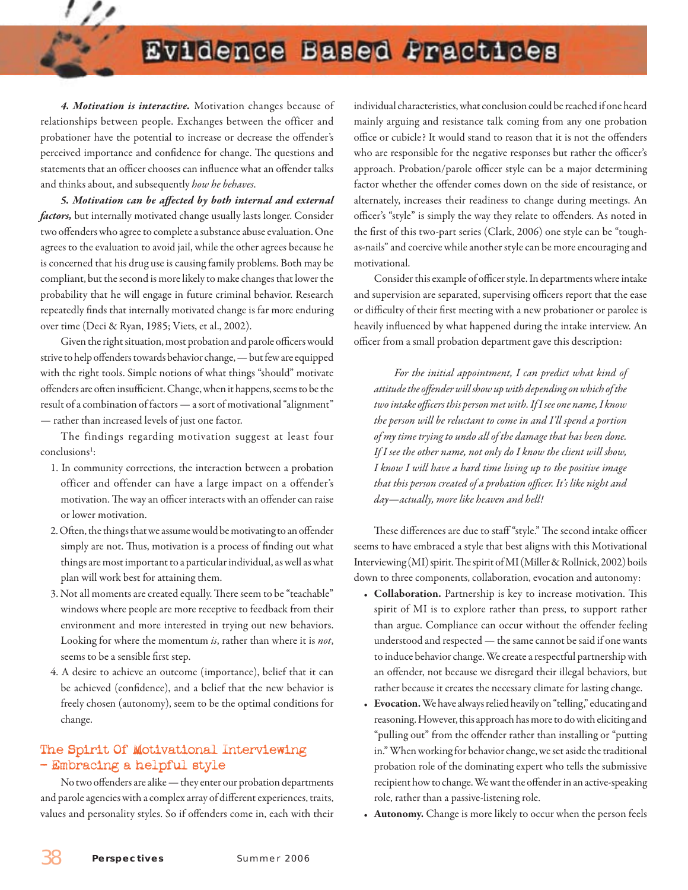***4. Motivation is interactive.*** Motivation changes because of relationships between people. Exchanges between the officer and probationer have the potential to increase or decrease the offender's perceived importance and confidence for change. The questions and statements that an officer chooses can influence what an offender talks and thinks about, and subsequently *how he behaves*.

***5. Motivation can be affected by both internal and external factors,*** but internally motivated change usually lasts longer. Consider two offenders who agree to complete a substance abuse evaluation. One agrees to the evaluation to avoid jail, while the other agrees because he is concerned that his drug use is causing family problems. Both may be compliant, but the second is more likely to make changes that lower the probability that he will engage in future criminal behavior. Research repeatedly finds that internally motivated change is far more enduring over time (Deci & Ryan, 1985; Viets, et al., 2002).

Given the right situation, most probation and parole officers would strive to help offenders towards behavior change, — but few are equipped with the right tools. Simple notions of what things "should" motivate offenders are often insufficient. Change, when it happens, seems to be the result of a combination of factors — a sort of motivational "alignment" — rather than increased levels of just one factor.

The findings regarding motivation suggest at least four conclusions[1]:

1. In community corrections, the interaction between a probation officer and offender can have a large impact on a offender's motivation. The way an officer interacts with an offender can raise or lower motivation.
2. Often, the things that we assume would be motivating to an offender simply are not. Thus, motivation is a process of finding out what things are most important to a particular individual, as well as what plan will work best for attaining them.
3. Not all moments are created equally. There seem to be "teachable" windows where people are more receptive to feedback from their environment and more interested in trying out new behaviors. Looking for where the momentum *is*, rather than where it is *not*, seems to be a sensible first step.
4. A desire to achieve an outcome (importance), belief that it can be achieved (confidence), and a belief that the new behavior is freely chosen (autonomy), seem to be the optimal conditions for change.

## The Spirit Of Motivational Interviewing – Embracing a helpful style

No two offenders are alike — they enter our probation departments and parole agencies with a complex array of different experiences, traits, values and personality styles. So if offenders come in, each with their individual characteristics, what conclusion could be reached if one heard mainly arguing and resistance talk coming from any one probation office or cubicle? It would stand to reason that it is not the offenders who are responsible for the negative responses but rather the officer's approach. Probation/parole officer style can be a major determining factor whether the offender comes down on the side of resistance, or alternately, increases their readiness to change during meetings. An officer's "style" is simply the way they relate to offenders. As noted in the first of this two-part series (Clark, 2006) one style can be "tough-as-nails" and coercive while another style can be more encouraging and motivational.

Consider this example of officer style. In departments where intake and supervision are separated, supervising officers report that the ease or difficulty of their first meeting with a new probationer or parolee is heavily influenced by what happened during the intake interview. An officer from a small probation department gave this description:

> *For the initial appointment, I can predict what kind of attitude the offender will show up with depending on which of the two intake officers this person met with. If I see one name, I know the person will be reluctant to come in and I'll spend a portion of my time trying to undo all of the damage that has been done. If I see the other name, not only do I know the client will show, I know I will have a hard time living up to the positive image that this person created of a probation officer. It's like night and day—actually, more like heaven and hell!*

These differences are due to staff "style." The second intake officer seems to have embraced a style that best aligns with this Motivational Interviewing (MI) spirit. The spirit of MI (Miller & Rollnick, 2002) boils down to three components, collaboration, evocation and autonomy:

- **Collaboration.** Partnership is key to increase motivation. This spirit of MI is to explore rather than press, to support rather than argue. Compliance can occur without the offender feeling understood and respected — the same cannot be said if one wants to induce behavior change. We create a respectful partnership with an offender, not because we disregard their illegal behaviors, but rather because it creates the necessary climate for lasting change.
- **Evocation.** We have always relied heavily on "telling," educating and reasoning. However, this approach has more to do with eliciting and "pulling out" from the offender rather than installing or "putting in." When working for behavior change, we set aside the traditional probation role of the dominating expert who tells the submissive recipient how to change. We want the offender in an active-speaking role, rather than a passive-listening role.
- **Autonomy.** Change is more likely to occur when the person feels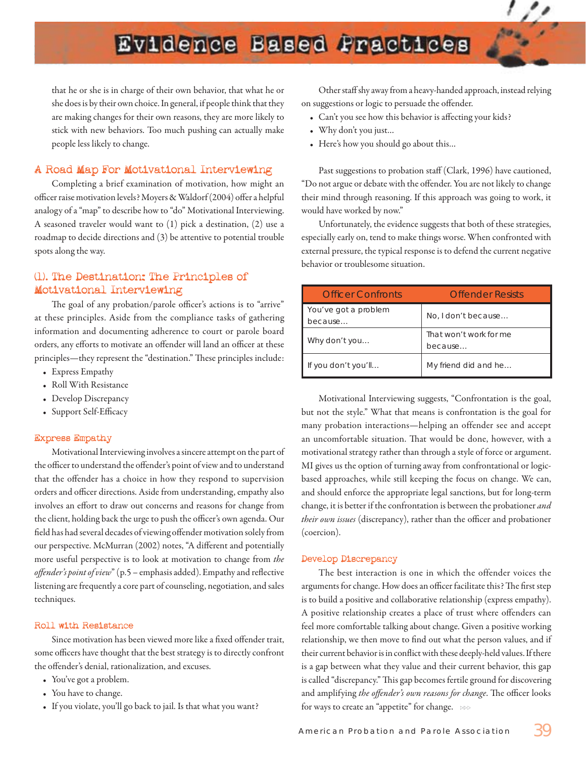that he or she is in charge of their own behavior, that what he or she does is by their own choice. In general, if people think that they are making changes for their own reasons, they are more likely to stick with new behaviors. Too much pushing can actually make people less likely to change.

## A Road Map For Motivational Interviewing

Completing a brief examination of motivation, how might an officer raise motivation levels? Moyers & Waldorf (2004) offer a helpful analogy of a "map" to describe how to "do" Motivational Interviewing. A seasoned traveler would want to (1) pick a destination, (2) use a roadmap to decide directions and (3) be attentive to potential trouble spots along the way.

## (1). The Destination: The Principles of Motivational Interviewing

The goal of any probation/parole officer's actions is to "arrive" at these principles. Aside from the compliance tasks of gathering information and documenting adherence to court or parole board orders, any efforts to motivate an offender will land an officer at these principles—they represent the "destination." These principles include:

- Express Empathy
- Roll With Resistance
- Develop Discrepancy
- Support Self-Efficacy

### Express Empathy

Motivational Interviewing involves a sincere attempt on the part of the officer to understand the offender's point of view and to understand that the offender has a choice in how they respond to supervision orders and officer directions. Aside from understanding, empathy also involves an effort to draw out concerns and reasons for change from the client, holding back the urge to push the officer's own agenda. Our field has had several decades of viewing offender motivation solely from our perspective. McMurran (2002) notes, "A different and potentially more useful perspective is to look at motivation to change from *the offender's point of view*" (p.5 – emphasis added). Empathy and reflective listening are frequently a core part of counseling, negotiation, and sales techniques.

### Roll with Resistance

Since motivation has been viewed more like a fixed offender trait, some officers have thought that the best strategy is to directly confront the offender's denial, rationalization, and excuses.

- You've got a problem.
- You have to change.
- If you violate, you'll go back to jail. Is that what you want?

Other staff shy away from a heavy-handed approach, instead relying on suggestions or logic to persuade the offender.

- Can't you see how this behavior is affecting your kids?
- Why don't you just...
- Here's how you should go about this...

Past suggestions to probation staff (Clark, 1996) have cautioned, "Do not argue or debate with the offender. You are not likely to change their mind through reasoning. If this approach was going to work, it would have worked by now."

Unfortunately, the evidence suggests that both of these strategies, especially early on, tend to make things worse. When confronted with external pressure, the typical response is to defend the current negative behavior or troublesome situation.

| Officer Confronts | Offender Resists |
|---|---|
| You've got a problem because... | No, I don't because... |
| Why don't you... | That won't work for me because... |
| If you don't you'll... | My friend did and he... |

Motivational Interviewing suggests, "Confrontation is the goal, but not the style." What that means is confrontation is the goal for many probation interactions—helping an offender see and accept an uncomfortable situation. That would be done, however, with a motivational strategy rather than through a style of force or argument. MI gives us the option of turning away from confrontational or logic-based approaches, while still keeping the focus on change. We can, and should enforce the appropriate legal sanctions, but for long-term change, it is better if the confrontation is between the probationer *and their own issues* (discrepancy), rather than the officer and probationer (coercion).

### Develop Discrepancy

The best interaction is one in which the offender voices the arguments for change. How does an officer facilitate this? The first step is to build a positive and collaborative relationship (express empathy). A positive relationship creates a place of trust where offenders can feel more comfortable talking about change. Given a positive working relationship, we then move to find out what the person values, and if their current behavior is in conflict with these deeply-held values. If there is a gap between what they value and their current behavior, this gap is called "discrepancy." This gap becomes fertile ground for discovering and amplifying *the offender's own reasons for change*. The officer looks for ways to create an "appetite" for change.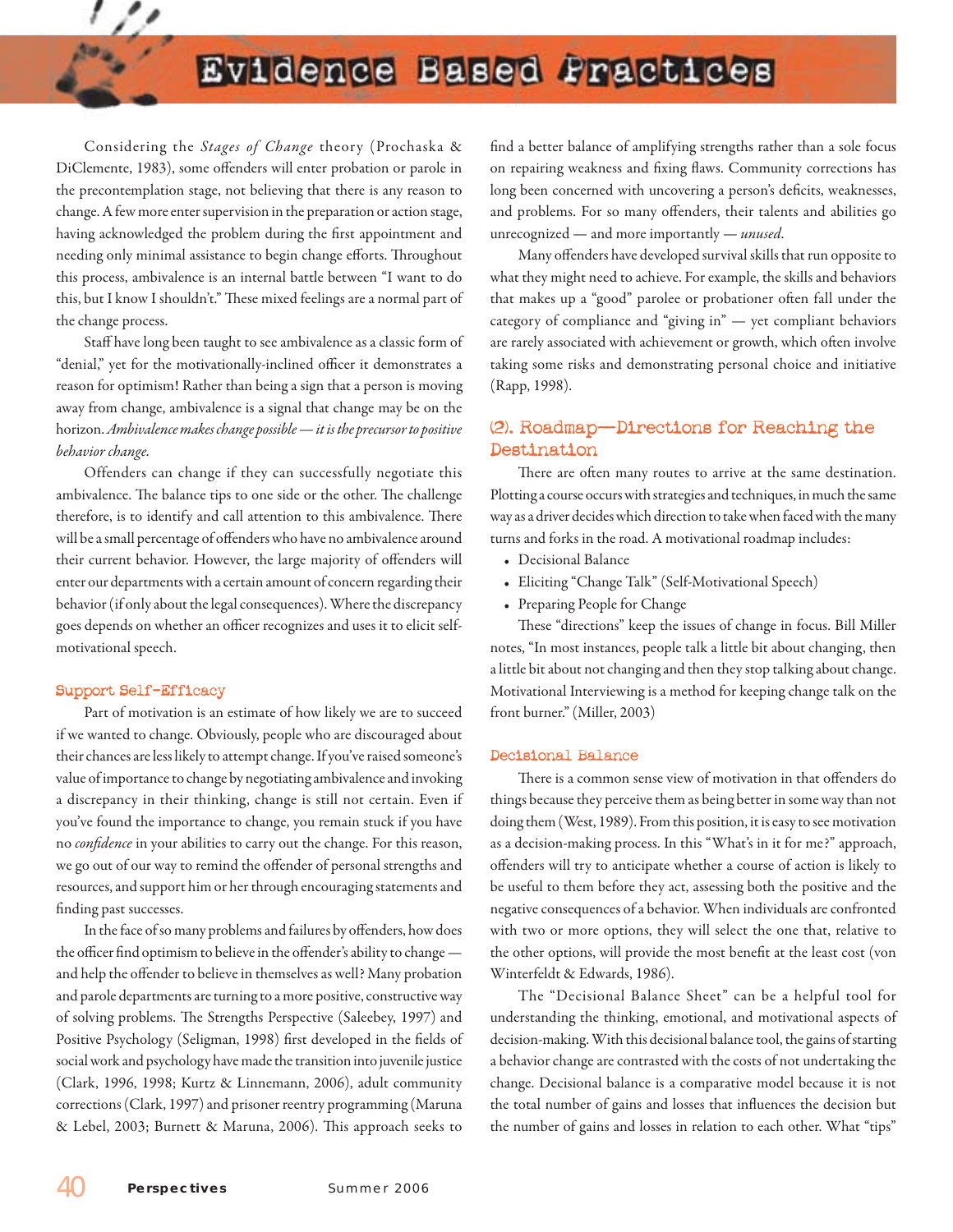Considering the *Stages of Change* theory (Prochaska & DiClemente, 1983), some offenders will enter probation or parole in the precontemplation stage, not believing that there is any reason to change. A few more enter supervision in the preparation or action stage, having acknowledged the problem during the first appointment and needing only minimal assistance to begin change efforts. Throughout this process, ambivalence is an internal battle between "I want to do this, but I know I shouldn't." These mixed feelings are a normal part of the change process.

Staff have long been taught to see ambivalence as a classic form of "denial," yet for the motivationally-inclined officer it demonstrates a reason for optimism! Rather than being a sign that a person is moving away from change, ambivalence is a signal that change may be on the horizon. *Ambivalence makes change possible — it is the precursor to positive behavior change.*

Offenders can change if they can successfully negotiate this ambivalence. The balance tips to one side or the other. The challenge therefore, is to identify and call attention to this ambivalence. There will be a small percentage of offenders who have no ambivalence around their current behavior. However, the large majority of offenders will enter our departments with a certain amount of concern regarding their behavior (if only about the legal consequences). Where the discrepancy goes depends on whether an officer recognizes and uses it to elicit self-motivational speech.

### Support Self-Efficacy

Part of motivation is an estimate of how likely we are to succeed if we wanted to change. Obviously, people who are discouraged about their chances are less likely to attempt change. If you've raised someone's value of importance to change by negotiating ambivalence and invoking a discrepancy in their thinking, change is still not certain. Even if you've found the importance to change, you remain stuck if you have no *confidence* in your abilities to carry out the change. For this reason, we go out of our way to remind the offender of personal strengths and resources, and support him or her through encouraging statements and finding past successes.

In the face of so many problems and failures by offenders, how does the officer find optimism to believe in the offender's ability to change — and help the offender to believe in themselves as well? Many probation and parole departments are turning to a more positive, constructive way of solving problems. The Strengths Perspective (Saleebey, 1997) and Positive Psychology (Seligman, 1998) first developed in the fields of social work and psychology have made the transition into juvenile justice (Clark, 1996, 1998; Kurtz & Linnemann, 2006), adult community corrections (Clark, 1997) and prisoner reentry programming (Maruna & Lebel, 2003; Burnett & Maruna, 2006). This approach seeks to find a better balance of amplifying strengths rather than a sole focus on repairing weakness and fixing flaws. Community corrections has long been concerned with uncovering a person's deficits, weaknesses, and problems. For so many offenders, their talents and abilities go unrecognized — and more importantly — *unused*.

Many offenders have developed survival skills that run opposite to what they might need to achieve. For example, the skills and behaviors that makes up a "good" parolee or probationer often fall under the category of compliance and "giving in" — yet compliant behaviors are rarely associated with achievement or growth, which often involve taking some risks and demonstrating personal choice and initiative (Rapp, 1998).

## (2). Roadmap—Directions for Reaching the Destination

There are often many routes to arrive at the same destination. Plotting a course occurs with strategies and techniques, in much the same way as a driver decides which direction to take when faced with the many turns and forks in the road. A motivational roadmap includes:

- Decisional Balance
- Eliciting "Change Talk" (Self-Motivational Speech)
- Preparing People for Change

These "directions" keep the issues of change in focus. Bill Miller notes, "In most instances, people talk a little bit about changing, then a little bit about not changing and then they stop talking about change. Motivational Interviewing is a method for keeping change talk on the front burner." (Miller, 2003)

### Decisional Balance

There is a common sense view of motivation in that offenders do things because they perceive them as being better in some way than not doing them (West, 1989). From this position, it is easy to see motivation as a decision-making process. In this "What's in it for me?" approach, offenders will try to anticipate whether a course of action is likely to be useful to them before they act, assessing both the positive and the negative consequences of a behavior. When individuals are confronted with two or more options, they will select the one that, relative to the other options, will provide the most benefit at the least cost (von Winterfeldt & Edwards, 1986).

The "Decisional Balance Sheet" can be a helpful tool for understanding the thinking, emotional, and motivational aspects of decision-making. With this decisional balance tool, the gains of starting a behavior change are contrasted with the costs of not undertaking the change. Decisional balance is a comparative model because it is not the total number of gains and losses that influences the decision but the number of gains and losses in relation to each other. What "tips"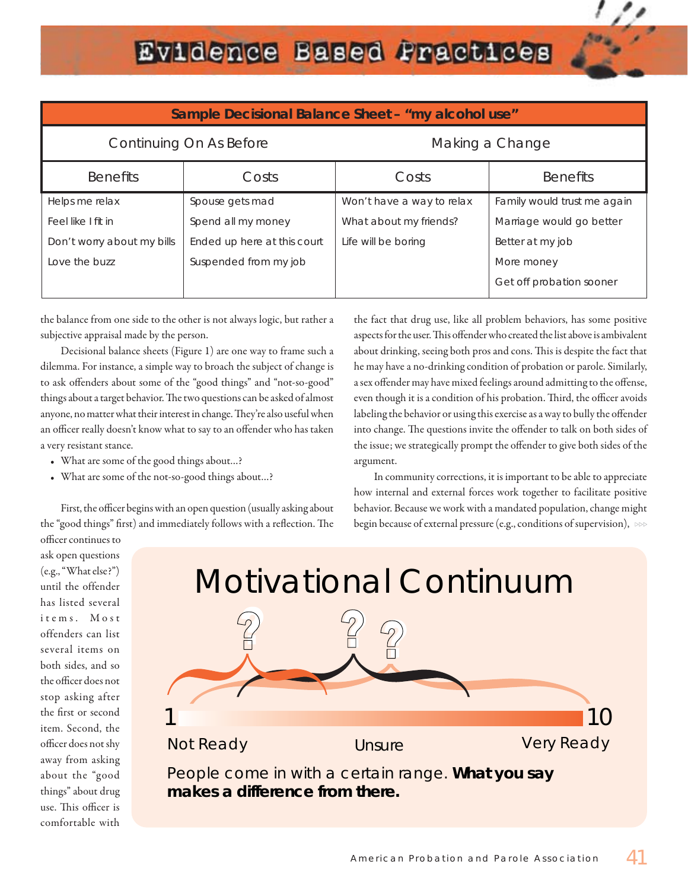# Evidence Based Practices

| Sample Decisional Balance Sheet – "my alcohol use" | | | |
|---|---|---|---|
| Continuing On As Before | | Making a Change | |
| Benefits | Costs | Costs | Benefits |
| Helps me relax | Spouse gets mad | Won't have a way to relax | Family would trust me again |
| Feel like I fit in | Spend all my money | What about my friends? | Marriage would go better |
| Don't worry about my bills | Ended up here at this court | Life will be boring | Better at my job |
| Love the buzz | Suspended from my job | | More money |
| | | | Get off probation sooner |

the balance from one side to the other is not always logic, but rather a subjective appraisal made by the person.

Decisional balance sheets (Figure 1) are one way to frame such a dilemma. For instance, a simple way to broach the subject of change is to ask offenders about some of the "good things" and "not-so-good" things about a target behavior. The two questions can be asked of almost anyone, no matter what their interest in change. They're also useful when an officer really doesn't know what to say to an offender who has taken a very resistant stance.

- What are some of the good things about...?
- What are some of the not-so-good things about...?

First, the officer begins with an open question (usually asking about the "good things" first) and immediately follows with a reflection. The officer continues to ask open questions (e.g., "What else?") until the offender has listed several items. Most offenders can list several items on both sides, and so the officer does not stop asking after the first or second item. Second, the officer does not shy away from asking about the "good things" about drug use. This officer is comfortable with the fact that drug use, like all problem behaviors, has some positive aspects for the user. This offender who created the list above is ambivalent about drinking, seeing both pros and cons. This is despite the fact that he may have a no-drinking condition of probation or parole. Similarly, a sex offender may have mixed feelings around admitting to the offense, even though it is a condition of his probation. Third, the officer avoids labeling the behavior or using this exercise as a way to bully the offender into change. The questions invite the offender to talk on both sides of the issue; we strategically prompt the offender to give both sides of the argument.

In community corrections, it is important to be able to appreciate how internal and external forces work together to facilitate positive behavior. Because we work with a mandated population, change might begin because of external pressure (e.g., conditions of supervision), ▹▹▹

## Motivational Continuum

1 — 10

Not Ready — Unsure — Very Ready

People come in with a certain range. **What you say makes a difference from there.**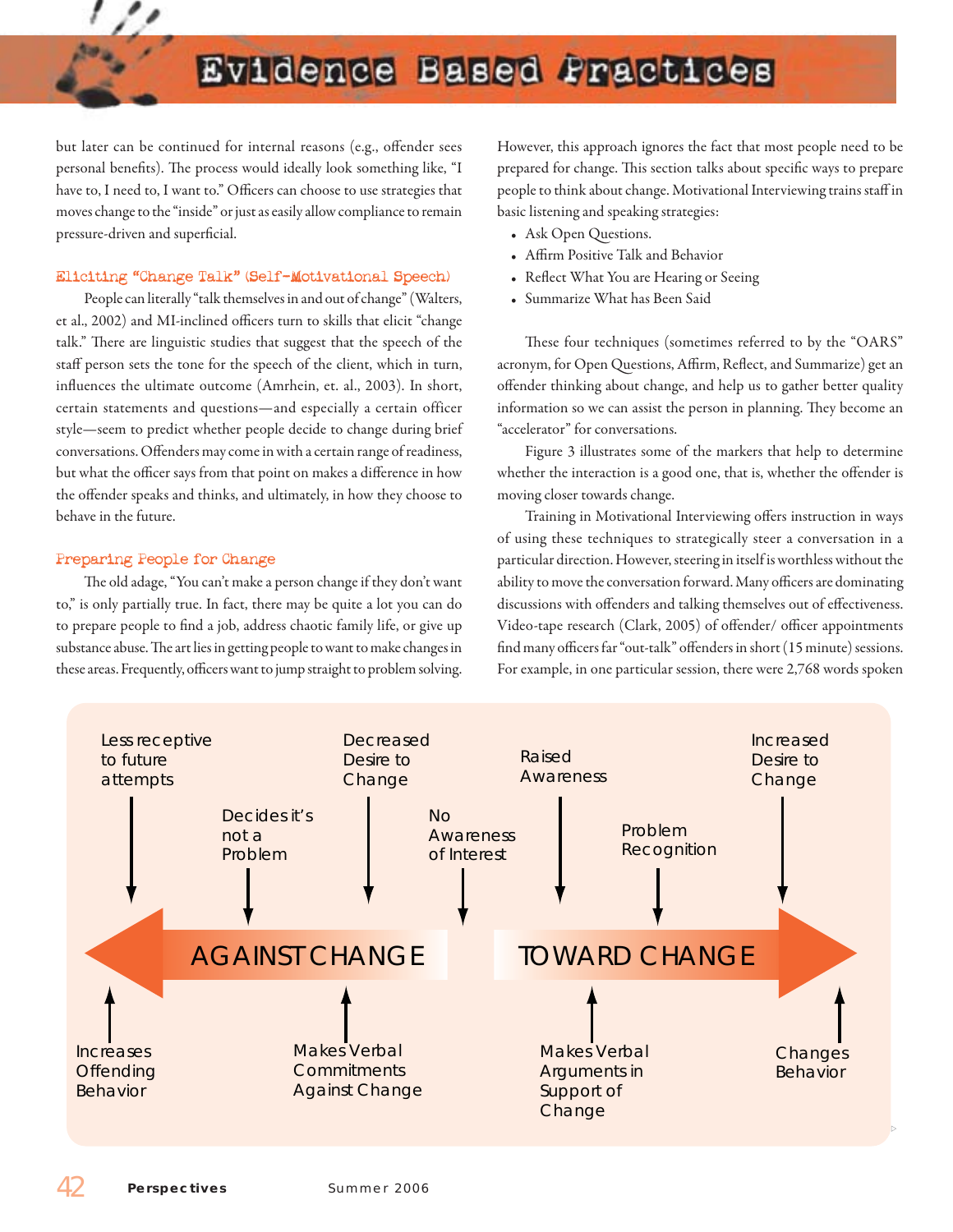but later can be continued for internal reasons (e.g., offender sees personal benefits). The process would ideally look something like, "I have to, I need to, I want to." Officers can choose to use strategies that moves change to the "inside" or just as easily allow compliance to remain pressure-driven and superficial.

### Eliciting "Change Talk" (Self-Motivational Speech)

People can literally "talk themselves in and out of change" (Walters, et al., 2002) and MI-inclined officers turn to skills that elicit "change talk." There are linguistic studies that suggest that the speech of the staff person sets the tone for the speech of the client, which in turn, influences the ultimate outcome (Amrhein, et. al., 2003). In short, certain statements and questions—and especially a certain officer style—seem to predict whether people decide to change during brief conversations. Offenders may come in with a certain range of readiness, but what the officer says from that point on makes a difference in how the offender speaks and thinks, and ultimately, in how they choose to behave in the future.

### Preparing People for Change

The old adage, "You can't make a person change if they don't want to," is only partially true. In fact, there may be quite a lot you can do to prepare people to find a job, address chaotic family life, or give up substance abuse. The art lies in getting people to want to make changes in these areas. Frequently, officers want to jump straight to problem solving. However, this approach ignores the fact that most people need to be prepared for change. This section talks about specific ways to prepare people to think about change. Motivational Interviewing trains staff in basic listening and speaking strategies:

- Ask Open Questions.
- Affirm Positive Talk and Behavior
- Reflect What You are Hearing or Seeing
- Summarize What has Been Said

These four techniques (sometimes referred to by the "OARS" acronym, for Open Questions, Affirm, Reflect, and Summarize) get an offender thinking about change, and help us to gather better quality information so we can assist the person in planning. They become an "accelerator" for conversations.

Figure 3 illustrates some of the markers that help to determine whether the interaction is a good one, that is, whether the offender is moving closer towards change.

Training in Motivational Interviewing offers instruction in ways of using these techniques to strategically steer a conversation in a particular direction. However, steering in itself is worthless without the ability to move the conversation forward. Many officers are dominating discussions with offenders and talking themselves out of effectiveness. Video-tape research (Clark, 2005) of offender/ officer appointments find many officers far "out-talk" offenders in short (15 minute) sessions. For example, in one particular session, there were 2,768 words spoken

Less receptive to future attempts | Decides it's not a Problem | Decreased Desire to Change | No Awareness of Interest | Raised Awareness | Problem Recognition | Increased Desire to Change

AGAINST CHANGE ⟷ TOWARD CHANGE

Increases Offending Behavior | Makes Verbal Commitments Against Change | Makes Verbal Arguments in Support of Change | Changes Behavior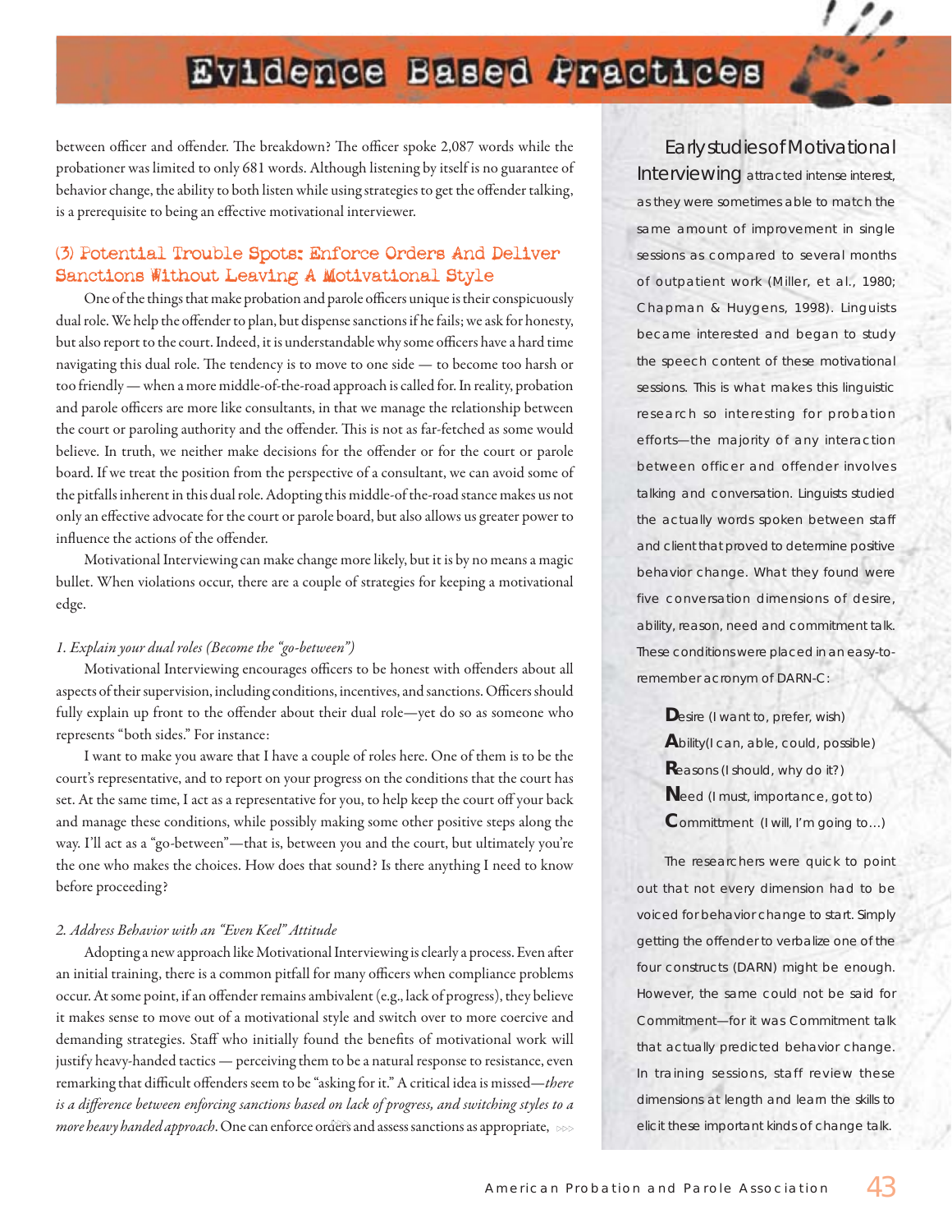between officer and offender. The breakdown? The officer spoke 2,087 words while the probationer was limited to only 681 words. Although listening by itself is no guarantee of behavior change, the ability to both listen while using strategies to get the offender talking, is a prerequisite to being an effective motivational interviewer.

## (3) Potential Trouble Spots: Enforce Orders And Deliver Sanctions Without Leaving A Motivational Style

One of the things that make probation and parole officers unique is their conspicuously dual role. We help the offender to plan, but dispense sanctions if he fails; we ask for honesty, but also report to the court. Indeed, it is understandable why some officers have a hard time navigating this dual role. The tendency is to move to one side — to become too harsh or too friendly — when a more middle-of-the-road approach is called for. In reality, probation and parole officers are more like consultants, in that we manage the relationship between the court or paroling authority and the offender. This is not as far-fetched as some would believe. In truth, we neither make decisions for the offender or for the court or parole board. If we treat the position from the perspective of a consultant, we can avoid some of the pitfalls inherent in this dual role. Adopting this middle-of-the-road stance makes us not only an effective advocate for the court or parole board, but also allows us greater power to influence the actions of the offender.

Motivational Interviewing can make change more likely, but it is by no means a magic bullet. When violations occur, there are a couple of strategies for keeping a motivational edge.

*1. Explain your dual roles (Become the "go-between")*

Motivational Interviewing encourages officers to be honest with offenders about all aspects of their supervision, including conditions, incentives, and sanctions. Officers should fully explain up front to the offender about their dual role—yet do so as someone who represents "both sides." For instance:

I want to make you aware that I have a couple of roles here. One of them is to be the court's representative, and to report on your progress on the conditions that the court has set. At the same time, I act as a representative for you, to help keep the court off your back and manage these conditions, while possibly making some other positive steps along the way. I'll act as a "go-between"—that is, between you and the court, but ultimately you're the one who makes the choices. How does that sound? Is there anything I need to know before proceeding?

*2. Address Behavior with an "Even Keel" Attitude*

Adopting a new approach like Motivational Interviewing is clearly a process. Even after an initial training, there is a common pitfall for many officers when compliance problems occur. At some point, if an offender remains ambivalent (e.g., lack of progress), they believe it makes sense to move out of a motivational style and switch over to more coercive and demanding strategies. Staff who initially found the benefits of motivational work will justify heavy-handed tactics — perceiving them to be a natural response to resistance, even remarking that difficult offenders seem to be "asking for it." A critical idea is missed—*there is a difference between enforcing sanctions based on lack of progress, and switching styles to a more heavy handed approach*. One can enforce orders and assess sanctions as appropriate,

Early studies of Motivational Interviewing attracted intense interest, as they were sometimes able to match the same amount of improvement in single sessions as compared to several months of outpatient work (Miller, et al., 1980; Chapman & Huygens, 1998). Linguists became interested and began to study the speech content of these motivational sessions. This is what makes this linguistic research so interesting for probation efforts—the majority of any interaction between officer and offender involves talking and conversation. Linguists studied the actually words spoken between staff and client that proved to determine positive behavior change. What they found were five conversation dimensions of desire, ability, reason, need and commitment talk. These conditions were placed in an easy-to-remember acronym of DARN-C:

- **D**esire (I want to, prefer, wish)
- **A**bility(I can, able, could, possible)
- **R**easons (I should, why do it?)
- **N**eed (I must, importance, got to)
- **C**ommittment (I will, I'm going to…)

The researchers were quick to point out that not every dimension had to be voiced for behavior change to start. Simply getting the offender to verbalize one of the four constructs (DARN) might be enough. However, the same could not be said for Commitment—for it was Commitment talk that actually predicted behavior change. In training sessions, staff review these dimensions at length and learn the skills to elicit these important kinds of change talk.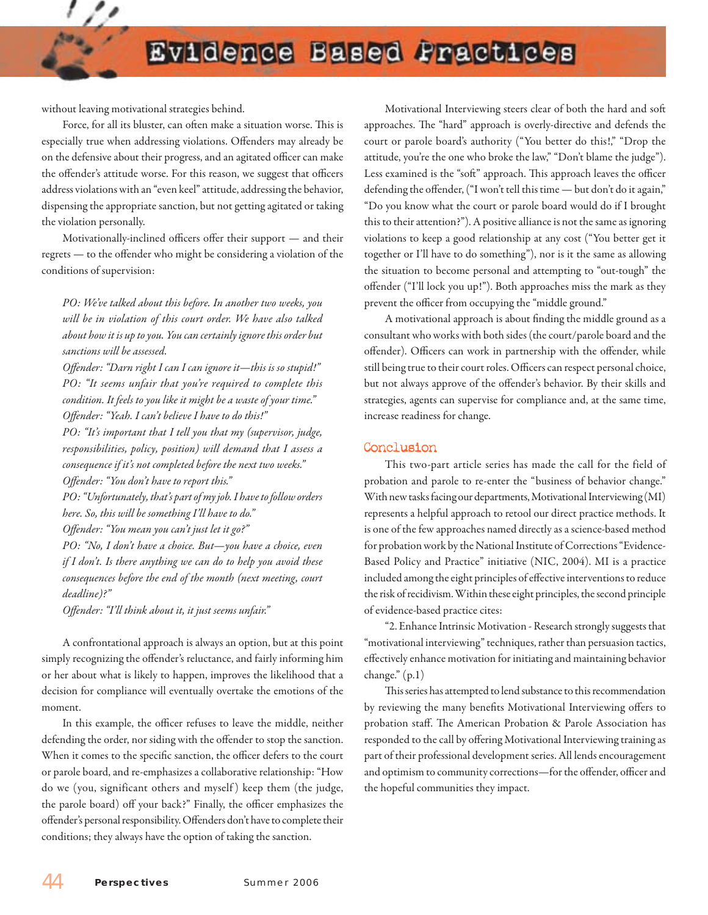without leaving motivational strategies behind.

Force, for all its bluster, can often make a situation worse. This is especially true when addressing violations. Offenders may already be on the defensive about their progress, and an agitated officer can make the offender's attitude worse. For this reason, we suggest that officers address violations with an "even keel" attitude, addressing the behavior, dispensing the appropriate sanction, but not getting agitated or taking the violation personally.

Motivationally-inclined officers offer their support — and their regrets — to the offender who might be considering a violation of the conditions of supervision:

> *PO: We've talked about this before. In another two weeks, you will be in violation of this court order. We have also talked about how it is up to you. You can certainly ignore this order but sanctions will be assessed.*
>
> *Offender: "Darn right I can I can ignore it—this is so stupid!"*
>
> *PO: "It seems unfair that you're required to complete this condition. It feels to you like it might be a waste of your time."*
>
> *Offender: "Yeah. I can't believe I have to do this!"*
>
> *PO: "It's important that I tell you that my (supervisor, judge, responsibilities, policy, position) will demand that I assess a consequence if it's not completed before the next two weeks."*
>
> *Offender: "You don't have to report this."*
>
> *PO: "Unfortunately, that's part of my job. I have to follow orders here. So, this will be something I'll have to do."*
>
> *Offender: "You mean you can't just let it go?"*
>
> *PO: "No, I don't have a choice. But—you have a choice, even if I don't. Is there anything we can do to help you avoid these consequences before the end of the month (next meeting, court deadline)?"*
>
> *Offender: "I'll think about it, it just seems unfair."*

A confrontational approach is always an option, but at this point simply recognizing the offender's reluctance, and fairly informing him or her about what is likely to happen, improves the likelihood that a decision for compliance will eventually overtake the emotions of the moment.

In this example, the officer refuses to leave the middle, neither defending the order, nor siding with the offender to stop the sanction. When it comes to the specific sanction, the officer defers to the court or parole board, and re-emphasizes a collaborative relationship: "How do we (you, significant others and myself) keep them (the judge, the parole board) off your back?" Finally, the officer emphasizes the offender's personal responsibility. Offenders don't have to complete their conditions; they always have the option of taking the sanction.

Motivational Interviewing steers clear of both the hard and soft approaches. The "hard" approach is overly-directive and defends the court or parole board's authority ("You better do this!," "Drop the attitude, you're the one who broke the law," "Don't blame the judge"). Less examined is the "soft" approach. This approach leaves the officer defending the offender, ("I won't tell this time — but don't do it again," "Do you know what the court or parole board would do if I brought this to their attention?"). A positive alliance is not the same as ignoring violations to keep a good relationship at any cost ("You better get it together or I'll have to do something"), nor is it the same as allowing the situation to become personal and attempting to "out-tough" the offender ("I'll lock you up!"). Both approaches miss the mark as they prevent the officer from occupying the "middle ground."

A motivational approach is about finding the middle ground as a consultant who works with both sides (the court/parole board and the offender). Officers can work in partnership with the offender, while still being true to their court roles. Officers can respect personal choice, but not always approve of the offender's behavior. By their skills and strategies, agents can supervise for compliance and, at the same time, increase readiness for change.

## Conclusion

This two-part article series has made the call for the field of probation and parole to re-enter the "business of behavior change." With new tasks facing our departments, Motivational Interviewing (MI) represents a helpful approach to retool our direct practice methods. It is one of the few approaches named directly as a science-based method for probation work by the National Institute of Corrections "Evidence-Based Policy and Practice" initiative (NIC, 2004). MI is a practice included among the eight principles of effective interventions to reduce the risk of recidivism. Within these eight principles, the second principle of evidence-based practice cites:

"2. Enhance Intrinsic Motivation - Research strongly suggests that "motivational interviewing" techniques, rather than persuasion tactics, effectively enhance motivation for initiating and maintaining behavior change." (p.1)

This series has attempted to lend substance to this recommendation by reviewing the many benefits Motivational Interviewing offers to probation staff. The American Probation & Parole Association has responded to the call by offering Motivational Interviewing training as part of their professional development series. All lends encouragement and optimism to community corrections—for the offender, officer and the hopeful communities they impact.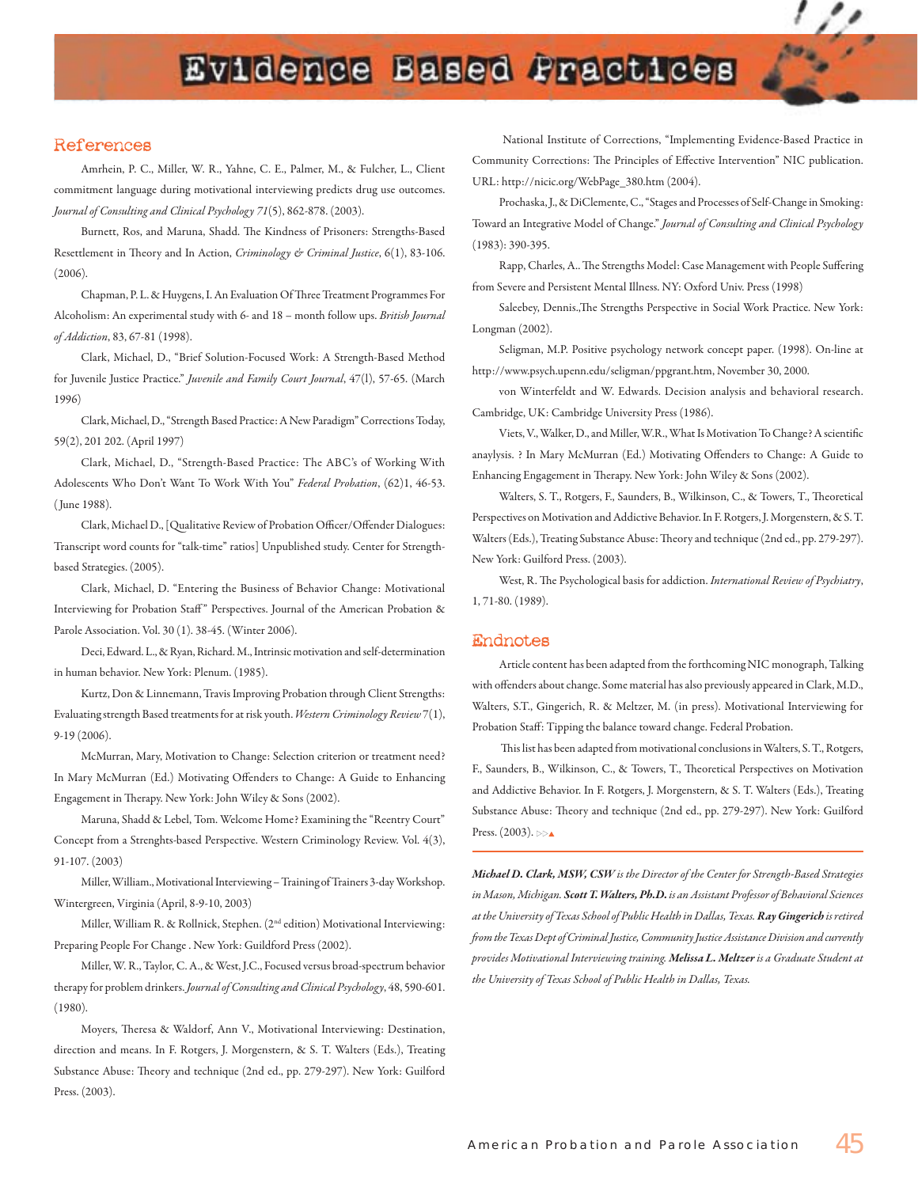## References

Amrhein, P. C., Miller, W. R., Yahne, C. E., Palmer, M., & Fulcher, L., Client commitment language during motivational interviewing predicts drug use outcomes. *Journal of Consulting and Clinical Psychology 71*(5), 862-878. (2003).

Burnett, Ros, and Maruna, Shadd. The Kindness of Prisoners: Strengths-Based Resettlement in Theory and In Action, *Criminology & Criminal Justice*, 6(1), 83-106. (2006).

Chapman, P. L. & Huygens, I. An Evaluation Of Three Treatment Programmes For Alcoholism: An experimental study with 6- and 18 – month follow ups. *British Journal of Addiction*, 83, 67-81 (1998).

Clark, Michael, D., "Brief Solution-Focused Work: A Strength-Based Method for Juvenile Justice Practice." *Juvenile and Family Court Journal*, 47(l), 57-65. (March 1996)

Clark, Michael, D., "Strength Based Practice: A New Paradigm" Corrections Today, 59(2), 201 202. (April 1997)

Clark, Michael, D., "Strength-Based Practice: The ABC's of Working With Adolescents Who Don't Want To Work With You" *Federal Probation*, (62)1, 46-53. (June 1988).

Clark, Michael D., [Qualitative Review of Probation Officer/Offender Dialogues: Transcript word counts for "talk-time" ratios] Unpublished study. Center for Strength-based Strategies. (2005).

Clark, Michael, D. "Entering the Business of Behavior Change: Motivational Interviewing for Probation Staff" Perspectives. Journal of the American Probation & Parole Association. Vol. 30 (1). 38-45. (Winter 2006).

Deci, Edward. L., & Ryan, Richard. M., Intrinsic motivation and self-determination in human behavior. New York: Plenum. (1985).

Kurtz, Don & Linnemann, Travis Improving Probation through Client Strengths: Evaluating strength Based treatments for at risk youth. *Western Criminology Review* 7(1), 9-19 (2006).

McMurran, Mary, Motivation to Change: Selection criterion or treatment need? In Mary McMurran (Ed.) Motivating Offenders to Change: A Guide to Enhancing Engagement in Therapy. New York: John Wiley & Sons (2002).

Maruna, Shadd & Lebel, Tom. Welcome Home? Examining the "Reentry Court" Concept from a Strenghts-based Perspective. Western Criminology Review. Vol. 4(3), 91-107. (2003)

Miller, William., Motivational Interviewing – Training of Trainers 3-day Workshop. Wintergreen, Virginia (April, 8-9-10, 2003)

Miller, William R. & Rollnick, Stephen. (2nd edition) Motivational Interviewing: Preparing People For Change . New York: Guildford Press (2002).

Miller, W. R., Taylor, C. A., & West, J.C., Focused versus broad-spectrum behavior therapy for problem drinkers. *Journal of Consulting and Clinical Psychology*, 48, 590-601. (1980).

Moyers, Theresa & Waldorf, Ann V., Motivational Interviewing: Destination, direction and means. In F. Rotgers, J. Morgenstern, & S. T. Walters (Eds.), Treating Substance Abuse: Theory and technique (2nd ed., pp. 279-297). New York: Guilford Press. (2003).

National Institute of Corrections, "Implementing Evidence-Based Practice in Community Corrections: The Principles of Effective Intervention" NIC publication. URL: http://nicic.org/WebPage_380.htm (2004).

Prochaska, J., & DiClemente, C., "Stages and Processes of Self-Change in Smoking: Toward an Integrative Model of Change." *Journal of Consulting and Clinical Psychology* (1983): 390-395.

Rapp, Charles, A.. The Strengths Model: Case Management with People Suffering from Severe and Persistent Mental Illness. NY: Oxford Univ. Press (1998)

Saleebey, Dennis.,The Strengths Perspective in Social Work Practice. New York: Longman (2002).

Seligman, M.P. Positive psychology network concept paper. (1998). On-line at http://www.psych.upenn.edu/seligman/ppgrant.htm, November 30, 2000.

von Winterfeldt and W. Edwards. Decision analysis and behavioral research. Cambridge, UK: Cambridge University Press (1986).

Viets, V., Walker, D., and Miller, W.R., What Is Motivation To Change? A scientific anaylysis. ? In Mary McMurran (Ed.) Motivating Offenders to Change: A Guide to Enhancing Engagement in Therapy. New York: John Wiley & Sons (2002).

Walters, S. T., Rotgers, F., Saunders, B., Wilkinson, C., & Towers, T., Theoretical Perspectives on Motivation and Addictive Behavior. In F. Rotgers, J. Morgenstern, & S. T. Walters (Eds.), Treating Substance Abuse: Theory and technique (2nd ed., pp. 279-297). New York: Guilford Press. (2003).

West, R. The Psychological basis for addiction. *International Review of Psychiatry*, 1, 71-80. (1989).

## Endnotes

Article content has been adapted from the forthcoming NIC monograph, Talking with offenders about change. Some material has also previously appeared in Clark, M.D., Walters, S.T., Gingerich, R. & Meltzer, M. (in press). Motivational Interviewing for Probation Staff: Tipping the balance toward change. Federal Probation.

This list has been adapted from motivational conclusions in Walters, S. T., Rotgers, F., Saunders, B., Wilkinson, C., & Towers, T., Theoretical Perspectives on Motivation and Addictive Behavior. In F. Rotgers, J. Morgenstern, & S. T. Walters (Eds.), Treating Substance Abuse: Theory and technique (2nd ed., pp. 279-297). New York: Guilford Press. (2003).

*__Michael D. Clark, MSW, CSW__ is the Director of the Center for Strength-Based Strategies in Mason, Michigan. __Scott T. Walters, Ph.D.__ is an Assistant Professor of Behavioral Sciences at the University of Texas School of Public Health in Dallas, Texas. __Ray Gingerich__ is retired from the Texas Dept of Criminal Justice, Community Justice Assistance Division and currently provides Motivational Interviewing training. __Melissa L. Meltzer__ is a Graduate Student at the University of Texas School of Public Health in Dallas, Texas.*